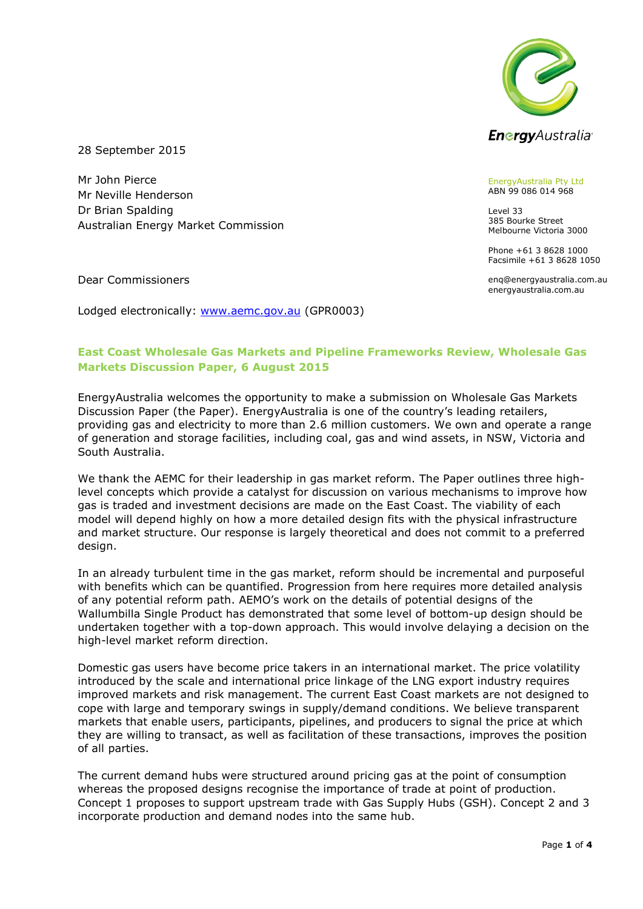EnergyAustralia

28 September 2015

Mr John Pierce
Mr Neville Henderson
Dr Brian Spalding
Australian Energy Market Commission

EnergyAustralia Pty Ltd
ABN 99 086 014 968

Level 33
385 Bourke Street
Melbourne Victoria 3000

Phone +61 3 8628 1000
Facsimile +61 3 8628 1050

enq@energyaustralia.com.au
energyaustralia.com.au

Dear Commissioners

Lodged electronically: [www.aemc.gov.au](www.aemc.gov.au) (GPR0003)

## East Coast Wholesale Gas Markets and Pipeline Frameworks Review, Wholesale Gas Markets Discussion Paper, 6 August 2015

EnergyAustralia welcomes the opportunity to make a submission on Wholesale Gas Markets Discussion Paper (the Paper). EnergyAustralia is one of the country's leading retailers, providing gas and electricity to more than 2.6 million customers. We own and operate a range of generation and storage facilities, including coal, gas and wind assets, in NSW, Victoria and South Australia.

We thank the AEMC for their leadership in gas market reform. The Paper outlines three high-level concepts which provide a catalyst for discussion on various mechanisms to improve how gas is traded and investment decisions are made on the East Coast. The viability of each model will depend highly on how a more detailed design fits with the physical infrastructure and market structure. Our response is largely theoretical and does not commit to a preferred design.

In an already turbulent time in the gas market, reform should be incremental and purposeful with benefits which can be quantified. Progression from here requires more detailed analysis of any potential reform path. AEMO's work on the details of potential designs of the Wallumbilla Single Product has demonstrated that some level of bottom-up design should be undertaken together with a top-down approach. This would involve delaying a decision on the high-level market reform direction.

Domestic gas users have become price takers in an international market. The price volatility introduced by the scale and international price linkage of the LNG export industry requires improved markets and risk management. The current East Coast markets are not designed to cope with large and temporary swings in supply/demand conditions. We believe transparent markets that enable users, participants, pipelines, and producers to signal the price at which they are willing to transact, as well as facilitation of these transactions, improves the position of all parties.

The current demand hubs were structured around pricing gas at the point of consumption whereas the proposed designs recognise the importance of trade at point of production. Concept 1 proposes to support upstream trade with Gas Supply Hubs (GSH). Concept 2 and 3 incorporate production and demand nodes into the same hub.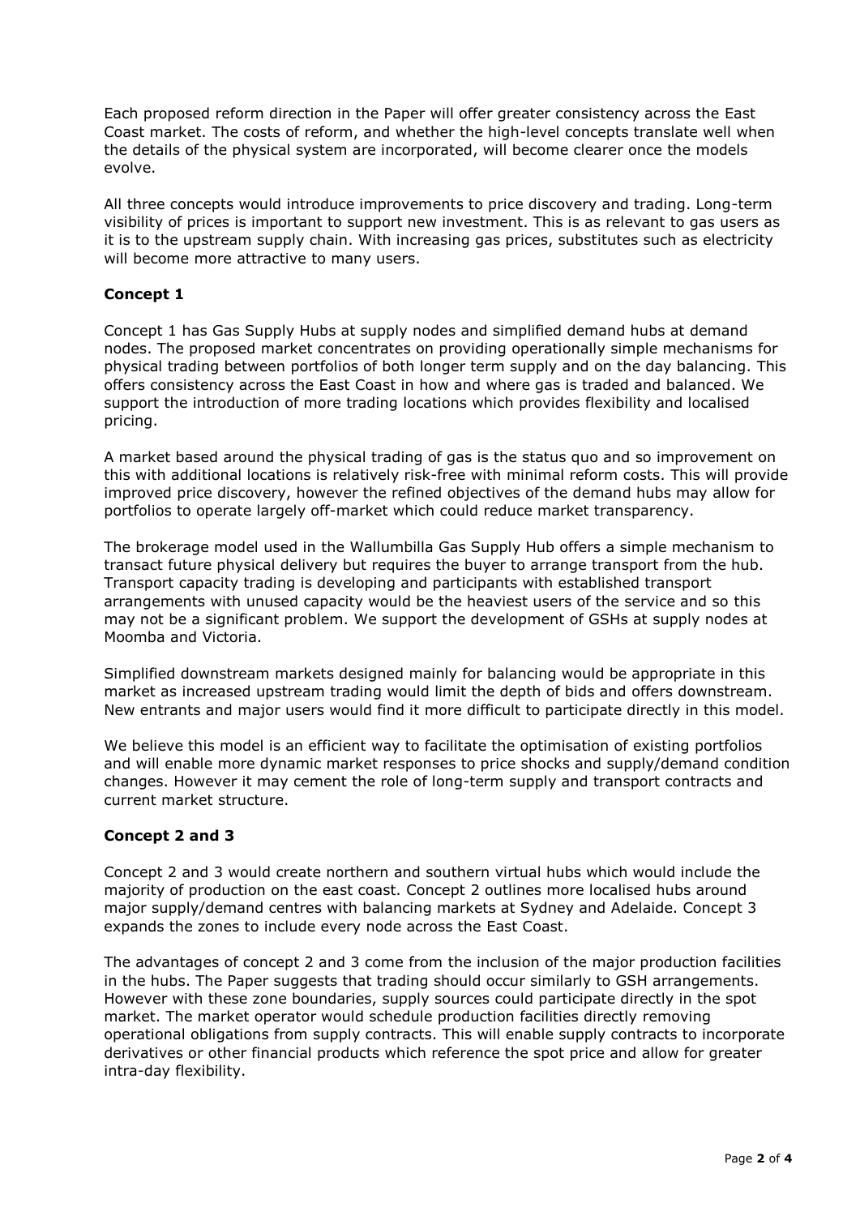Each proposed reform direction in the Paper will offer greater consistency across the East Coast market. The costs of reform, and whether the high-level concepts translate well when the details of the physical system are incorporated, will become clearer once the models evolve.

All three concepts would introduce improvements to price discovery and trading. Long-term visibility of prices is important to support new investment. This is as relevant to gas users as it is to the upstream supply chain. With increasing gas prices, substitutes such as electricity will become more attractive to many users.

**Concept 1**

Concept 1 has Gas Supply Hubs at supply nodes and simplified demand hubs at demand nodes. The proposed market concentrates on providing operationally simple mechanisms for physical trading between portfolios of both longer term supply and on the day balancing. This offers consistency across the East Coast in how and where gas is traded and balanced. We support the introduction of more trading locations which provides flexibility and localised pricing.

A market based around the physical trading of gas is the status quo and so improvement on this with additional locations is relatively risk-free with minimal reform costs. This will provide improved price discovery, however the refined objectives of the demand hubs may allow for portfolios to operate largely off-market which could reduce market transparency.

The brokerage model used in the Wallumbilla Gas Supply Hub offers a simple mechanism to transact future physical delivery but requires the buyer to arrange transport from the hub. Transport capacity trading is developing and participants with established transport arrangements with unused capacity would be the heaviest users of the service and so this may not be a significant problem. We support the development of GSHs at supply nodes at Moomba and Victoria.

Simplified downstream markets designed mainly for balancing would be appropriate in this market as increased upstream trading would limit the depth of bids and offers downstream. New entrants and major users would find it more difficult to participate directly in this model.

We believe this model is an efficient way to facilitate the optimisation of existing portfolios and will enable more dynamic market responses to price shocks and supply/demand condition changes. However it may cement the role of long-term supply and transport contracts and current market structure.

**Concept 2 and 3**

Concept 2 and 3 would create northern and southern virtual hubs which would include the majority of production on the east coast. Concept 2 outlines more localised hubs around major supply/demand centres with balancing markets at Sydney and Adelaide. Concept 3 expands the zones to include every node across the East Coast.

The advantages of concept 2 and 3 come from the inclusion of the major production facilities in the hubs. The Paper suggests that trading should occur similarly to GSH arrangements. However with these zone boundaries, supply sources could participate directly in the spot market. The market operator would schedule production facilities directly removing operational obligations from supply contracts. This will enable supply contracts to incorporate derivatives or other financial products which reference the spot price and allow for greater intra-day flexibility.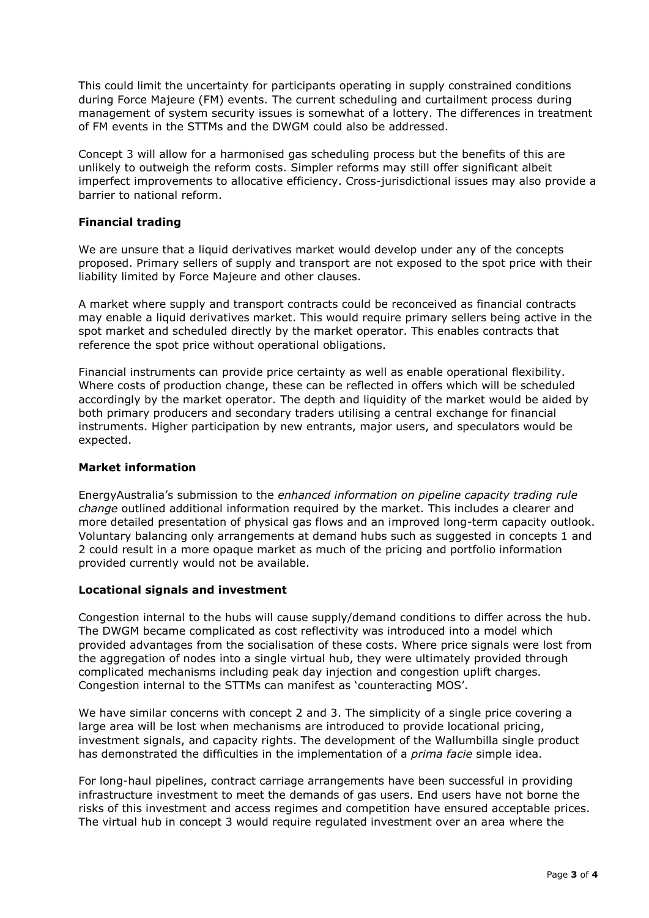This could limit the uncertainty for participants operating in supply constrained conditions during Force Majeure (FM) events. The current scheduling and curtailment process during management of system security issues is somewhat of a lottery. The differences in treatment of FM events in the STTMs and the DWGM could also be addressed.

Concept 3 will allow for a harmonised gas scheduling process but the benefits of this are unlikely to outweigh the reform costs. Simpler reforms may still offer significant albeit imperfect improvements to allocative efficiency. Cross-jurisdictional issues may also provide a barrier to national reform.

### Financial trading

We are unsure that a liquid derivatives market would develop under any of the concepts proposed. Primary sellers of supply and transport are not exposed to the spot price with their liability limited by Force Majeure and other clauses.

A market where supply and transport contracts could be reconceived as financial contracts may enable a liquid derivatives market. This would require primary sellers being active in the spot market and scheduled directly by the market operator. This enables contracts that reference the spot price without operational obligations.

Financial instruments can provide price certainty as well as enable operational flexibility. Where costs of production change, these can be reflected in offers which will be scheduled accordingly by the market operator. The depth and liquidity of the market would be aided by both primary producers and secondary traders utilising a central exchange for financial instruments. Higher participation by new entrants, major users, and speculators would be expected.

### Market information

EnergyAustralia's submission to the *enhanced information on pipeline capacity trading rule change* outlined additional information required by the market. This includes a clearer and more detailed presentation of physical gas flows and an improved long-term capacity outlook. Voluntary balancing only arrangements at demand hubs such as suggested in concepts 1 and 2 could result in a more opaque market as much of the pricing and portfolio information provided currently would not be available.

### Locational signals and investment

Congestion internal to the hubs will cause supply/demand conditions to differ across the hub. The DWGM became complicated as cost reflectivity was introduced into a model which provided advantages from the socialisation of these costs. Where price signals were lost from the aggregation of nodes into a single virtual hub, they were ultimately provided through complicated mechanisms including peak day injection and congestion uplift charges. Congestion internal to the STTMs can manifest as 'counteracting MOS'.

We have similar concerns with concept 2 and 3. The simplicity of a single price covering a large area will be lost when mechanisms are introduced to provide locational pricing, investment signals, and capacity rights. The development of the Wallumbilla single product has demonstrated the difficulties in the implementation of a *prima facie* simple idea.

For long-haul pipelines, contract carriage arrangements have been successful in providing infrastructure investment to meet the demands of gas users. End users have not borne the risks of this investment and access regimes and competition have ensured acceptable prices. The virtual hub in concept 3 would require regulated investment over an area where the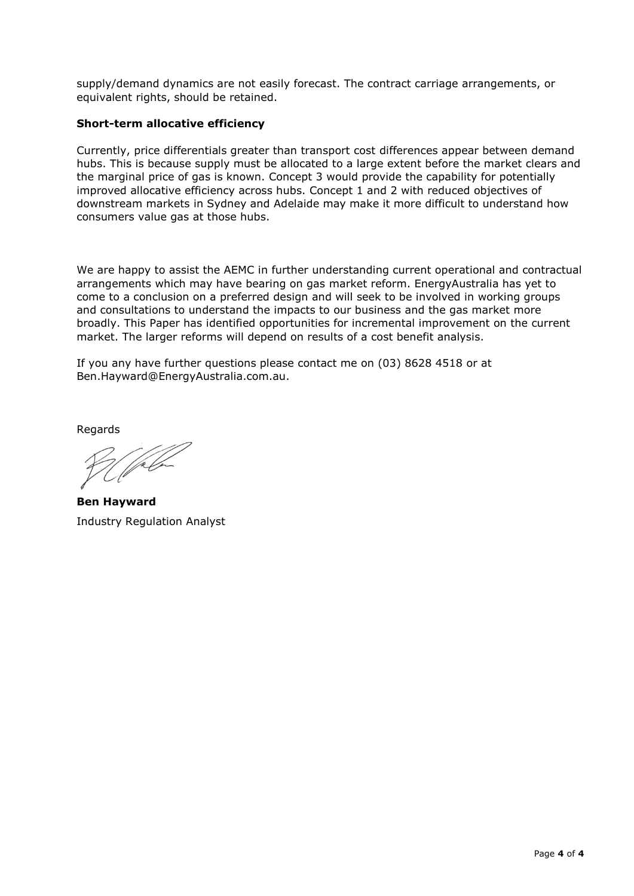supply/demand dynamics are not easily forecast. The contract carriage arrangements, or equivalent rights, should be retained.

**Short-term allocative efficiency**

Currently, price differentials greater than transport cost differences appear between demand hubs. This is because supply must be allocated to a large extent before the market clears and the marginal price of gas is known. Concept 3 would provide the capability for potentially improved allocative efficiency across hubs. Concept 1 and 2 with reduced objectives of downstream markets in Sydney and Adelaide may make it more difficult to understand how consumers value gas at those hubs.

We are happy to assist the AEMC in further understanding current operational and contractual arrangements which may have bearing on gas market reform. EnergyAustralia has yet to come to a conclusion on a preferred design and will seek to be involved in working groups and consultations to understand the impacts to our business and the gas market more broadly. This Paper has identified opportunities for incremental improvement on the current market. The larger reforms will depend on results of a cost benefit analysis.

If you any have further questions please contact me on (03) 8628 4518 or at Ben.Hayward@EnergyAustralia.com.au.

Regards

**Ben Hayward**
Industry Regulation Analyst